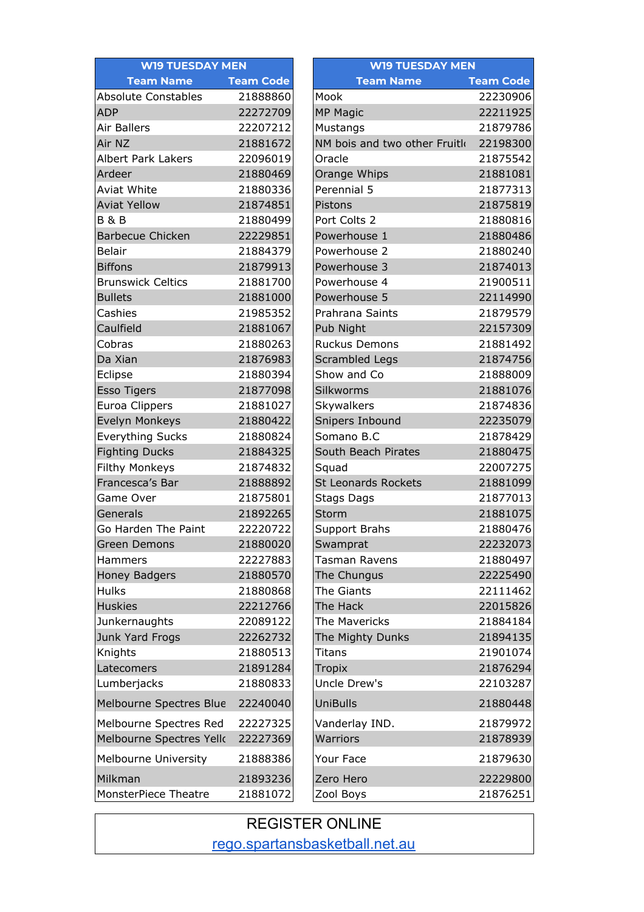| W19 TUESDAY MEN | |
|---|---|
| **Team Name** | **Team Code** |
| Absolute Constables | 21888860 |
| ADP | 22272709 |
| Air Ballers | 22207212 |
| Air NZ | 21881672 |
| Albert Park Lakers | 22096019 |
| Ardeer | 21880469 |
| Aviat White | 21880336 |
| Aviat Yellow | 21874851 |
| B & B | 21880499 |
| Barbecue Chicken | 22229851 |
| Belair | 21884379 |
| Biffons | 21879913 |
| Brunswick Celtics | 21881700 |
| Bullets | 21881000 |
| Cashies | 21985352 |
| Caulfield | 21881067 |
| Cobras | 21880263 |
| Da Xian | 21876983 |
| Eclipse | 21880394 |
| Esso Tigers | 21877098 |
| Euroa Clippers | 21881027 |
| Evelyn Monkeys | 21880422 |
| Everything Sucks | 21880824 |
| Fighting Ducks | 21884325 |
| Filthy Monkeys | 21874832 |
| Francesca's Bar | 21888892 |
| Game Over | 21875801 |
| Generals | 21892265 |
| Go Harden The Paint | 22220722 |
| Green Demons | 21880020 |
| Hammers | 22227883 |
| Honey Badgers | 21880570 |
| Hulks | 21880868 |
| Huskies | 22212766 |
| Junkernaughts | 22089122 |
| Junk Yard Frogs | 22262732 |
| Knights | 21880513 |
| Latecomers | 21891284 |
| Lumberjacks | 21880833 |
| Melbourne Spectres Blue | 22240040 |
| Melbourne Spectres Red | 22227325 |
| Melbourne Spectres Yellc | 22227369 |
| Melbourne University | 21888386 |
| Milkman | 21893236 |
| MonsterPiece Theatre | 21881072 |

| W19 TUESDAY MEN | |
|---|---|
| **Team Name** | **Team Code** |
| Mook | 22230906 |
| MP Magic | 22211925 |
| Mustangs | 21879786 |
| NM bois and two other Fruitl | 22198300 |
| Oracle | 21875542 |
| Orange Whips | 21881081 |
| Perennial 5 | 21877313 |
| Pistons | 21875819 |
| Port Colts 2 | 21880816 |
| Powerhouse 1 | 21880486 |
| Powerhouse 2 | 21880240 |
| Powerhouse 3 | 21874013 |
| Powerhouse 4 | 21900511 |
| Powerhouse 5 | 22114990 |
| Prahrana Saints | 21879579 |
| Pub Night | 22157309 |
| Ruckus Demons | 21881492 |
| Scrambled Legs | 21874756 |
| Show and Co | 21888009 |
| Silkworms | 21881076 |
| Skywalkers | 21874836 |
| Snipers Inbound | 22235079 |
| Somano B.C | 21878429 |
| South Beach Pirates | 21880475 |
| Squad | 22007275 |
| St Leonards Rockets | 21881099 |
| Stags Dags | 21877013 |
| Storm | 21881075 |
| Support Brahs | 21880476 |
| Swamprat | 22232073 |
| Tasman Ravens | 21880497 |
| The Chungus | 22225490 |
| The Giants | 22111462 |
| The Hack | 22015826 |
| The Mavericks | 21884184 |
| The Mighty Dunks | 21894135 |
| Titans | 21901074 |
| Tropix | 21876294 |
| Uncle Drew's | 22103287 |
| UniBulls | 21880448 |
| Vanderlay IND. | 21879972 |
| Warriors | 21878939 |
| Your Face | 21879630 |
| Zero Hero | 22229800 |
| Zool Boys | 21876251 |

REGISTER ONLINE

rego.spartansbasketball.net.au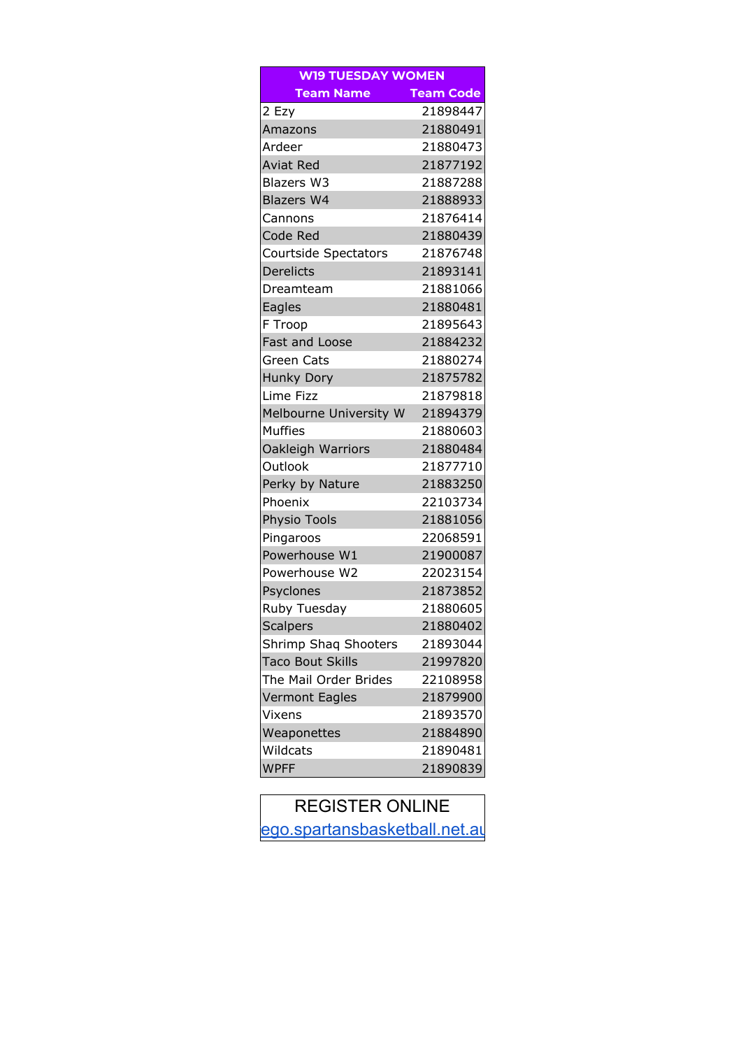| W19 TUESDAY WOMEN | |
|---|---|
| **Team Name** | **Team Code** |
| 2 Ezy | 21898447 |
| Amazons | 21880491 |
| Ardeer | 21880473 |
| Aviat Red | 21877192 |
| Blazers W3 | 21887288 |
| Blazers W4 | 21888933 |
| Cannons | 21876414 |
| Code Red | 21880439 |
| Courtside Spectators | 21876748 |
| Derelicts | 21893141 |
| Dreamteam | 21881066 |
| Eagles | 21880481 |
| F Troop | 21895643 |
| Fast and Loose | 21884232 |
| Green Cats | 21880274 |
| Hunky Dory | 21875782 |
| Lime Fizz | 21879818 |
| Melbourne University W | 21894379 |
| Muffies | 21880603 |
| Oakleigh Warriors | 21880484 |
| Outlook | 21877710 |
| Perky by Nature | 21883250 |
| Phoenix | 22103734 |
| Physio Tools | 21881056 |
| Pingaroos | 22068591 |
| Powerhouse W1 | 21900087 |
| Powerhouse W2 | 22023154 |
| Psyclones | 21873852 |
| Ruby Tuesday | 21880605 |
| Scalpers | 21880402 |
| Shrimp Shaq Shooters | 21893044 |
| Taco Bout Skills | 21997820 |
| The Mail Order Brides | 22108958 |
| Vermont Eagles | 21879900 |
| Vixens | 21893570 |
| Weaponettes | 21884890 |
| Wildcats | 21890481 |
| WPFF | 21890839 |

REGISTER ONLINE

ego.spartansbasketball.net.au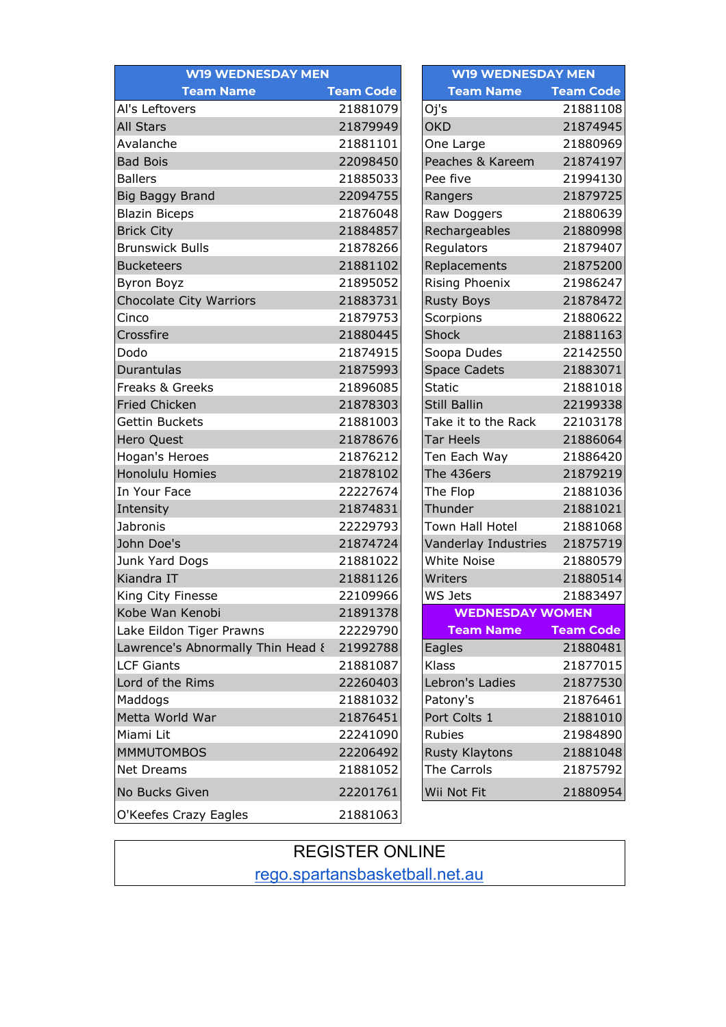| W19 WEDNESDAY MEN | |
| --- | --- |
| **Team Name** | **Team Code** |
| Al's Leftovers | 21881079 |
| All Stars | 21879949 |
| Avalanche | 21881101 |
| Bad Bois | 22098450 |
| Ballers | 21885033 |
| Big Baggy Brand | 22094755 |
| Blazin Biceps | 21876048 |
| Brick City | 21884857 |
| Brunswick Bulls | 21878266 |
| Bucketeers | 21881102 |
| Byron Boyz | 21895052 |
| Chocolate City Warriors | 21883731 |
| Cinco | 21879753 |
| Crossfire | 21880445 |
| Dodo | 21874915 |
| Durantulas | 21875993 |
| Freaks & Greeks | 21896085 |
| Fried Chicken | 21878303 |
| Gettin Buckets | 21881003 |
| Hero Quest | 21878676 |
| Hogan's Heroes | 21876212 |
| Honolulu Homies | 21878102 |
| In Your Face | 22227674 |
| Intensity | 21874831 |
| Jabronis | 22229793 |
| John Doe's | 21874724 |
| Junk Yard Dogs | 21881022 |
| Kiandra IT | 21881126 |
| King City Finesse | 22109966 |
| Kobe Wan Kenobi | 21891378 |
| Lake Eildon Tiger Prawns | 22229790 |
| Lawrence's Abnormally Thin Head & | 21992788 |
| LCF Giants | 21881087 |
| Lord of the Rims | 22260403 |
| Maddogs | 21881032 |
| Metta World War | 21876451 |
| Miami Lit | 22241090 |
| MMMUTOMBOS | 22206492 |
| Net Dreams | 21881052 |
| No Bucks Given | 22201761 |
| O'Keefes Crazy Eagles | 21881063 |
| Oj's | 21881108 |
| OKD | 21874945 |
| One Large | 21880969 |
| Peaches & Kareem | 21874197 |
| Pee five | 21994130 |
| Rangers | 21879725 |
| Raw Doggers | 21880639 |
| Rechargeables | 21880998 |
| Regulators | 21879407 |
| Replacements | 21875200 |
| Rising Phoenix | 21986247 |
| Rusty Boys | 21878472 |
| Scorpions | 21880622 |
| Shock | 21881163 |
| Soopa Dudes | 22142550 |
| Space Cadets | 21883071 |
| Static | 21881018 |
| Still Ballin | 22199338 |
| Take it to the Rack | 22103178 |
| Tar Heels | 21886064 |
| Ten Each Way | 21886420 |
| The 436ers | 21879219 |
| The Flop | 21881036 |
| Thunder | 21881021 |
| Town Hall Hotel | 21881068 |
| Vanderlay Industries | 21875719 |
| White Noise | 21880579 |
| Writers | 21880514 |
| WS Jets | 21883497 |

| WEDNESDAY WOMEN | |
| --- | --- |
| **Team Name** | **Team Code** |
| Eagles | 21880481 |
| Klass | 21877015 |
| Lebron's Ladies | 21877530 |
| Patony's | 21876461 |
| Port Colts 1 | 21881010 |
| Rubies | 21984890 |
| Rusty Klaytons | 21881048 |
| The Carrols | 21875792 |
| Wii Not Fit | 21880954 |

REGISTER ONLINE

rego.spartansbasketball.net.au